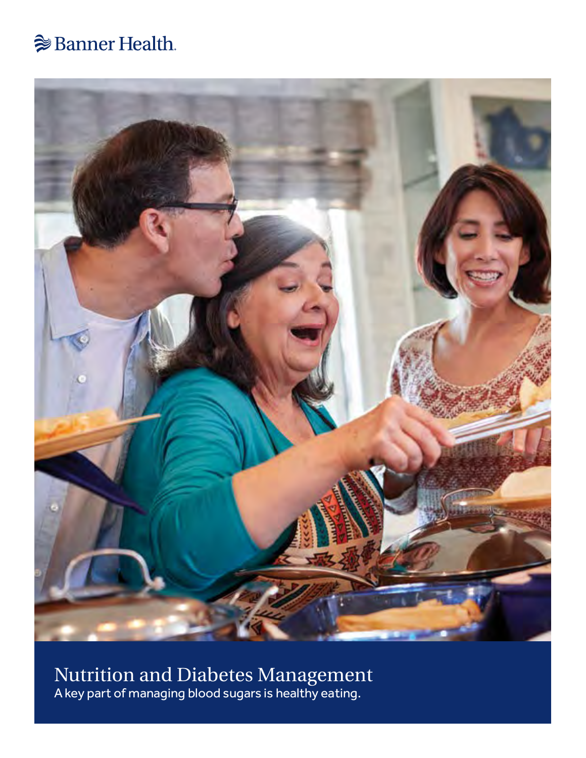Banner Health.

# Nutrition and Diabetes Management

A key part of managing blood sugars is healthy eating.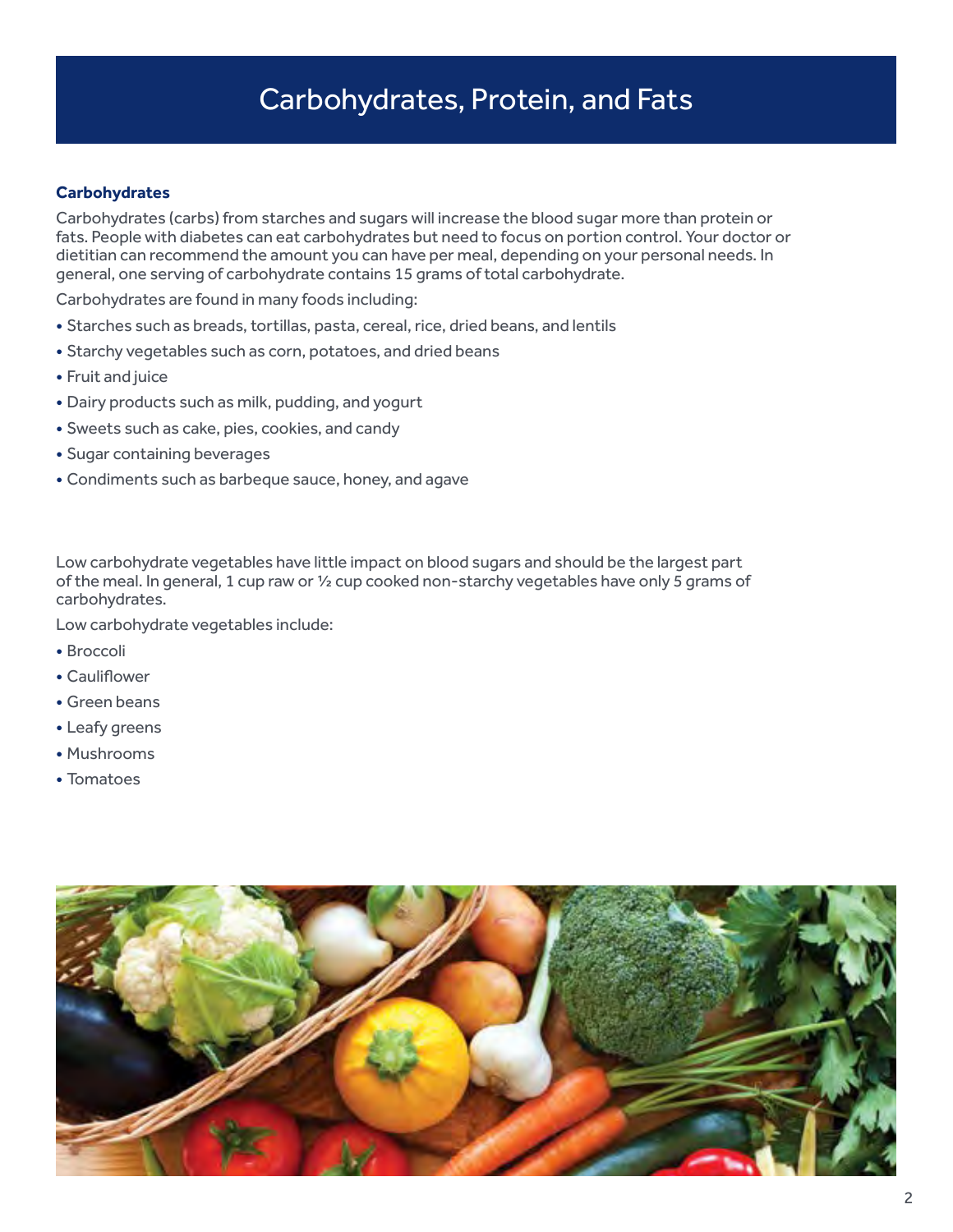# Carbohydrates, Protein, and Fats

**Carbohydrates**

Carbohydrates (carbs) from starches and sugars will increase the blood sugar more than protein or fats. People with diabetes can eat carbohydrates but need to focus on portion control. Your doctor or dietitian can recommend the amount you can have per meal, depending on your personal needs. In general, one serving of carbohydrate contains 15 grams of total carbohydrate.

Carbohydrates are found in many foods including:

- Starches such as breads, tortillas, pasta, cereal, rice, dried beans, and lentils
- Starchy vegetables such as corn, potatoes, and dried beans
- Fruit and juice
- Dairy products such as milk, pudding, and yogurt
- Sweets such as cake, pies, cookies, and candy
- Sugar containing beverages
- Condiments such as barbeque sauce, honey, and agave

Low carbohydrate vegetables have little impact on blood sugars and should be the largest part of the meal. In general, 1 cup raw or ½ cup cooked non-starchy vegetables have only 5 grams of carbohydrates.

Low carbohydrate vegetables include:

- Broccoli
- Cauliflower
- Green beans
- Leafy greens
- Mushrooms
- Tomatoes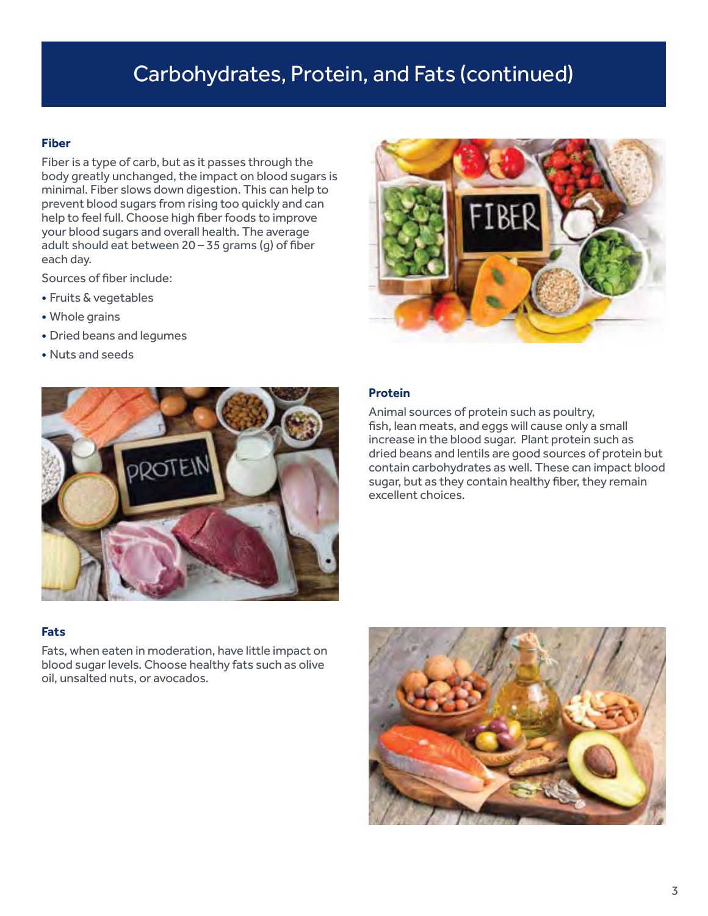# Carbohydrates, Protein, and Fats (continued)

### Fiber

Fiber is a type of carb, but as it passes through the body greatly unchanged, the impact on blood sugars is minimal. Fiber slows down digestion. This can help to prevent blood sugars from rising too quickly and can help to feel full. Choose high fiber foods to improve your blood sugars and overall health. The average adult should eat between 20 – 35 grams (g) of fiber each day.

Sources of fiber include:

- Fruits & vegetables
- Whole grains
- Dried beans and legumes
- Nuts and seeds

### Protein

Animal sources of protein such as poultry, fish, lean meats, and eggs will cause only a small increase in the blood sugar. Plant protein such as dried beans and lentils are good sources of protein but contain carbohydrates as well. These can impact blood sugar, but as they contain healthy fiber, they remain excellent choices.

### Fats

Fats, when eaten in moderation, have little impact on blood sugar levels. Choose healthy fats such as olive oil, unsalted nuts, or avocados.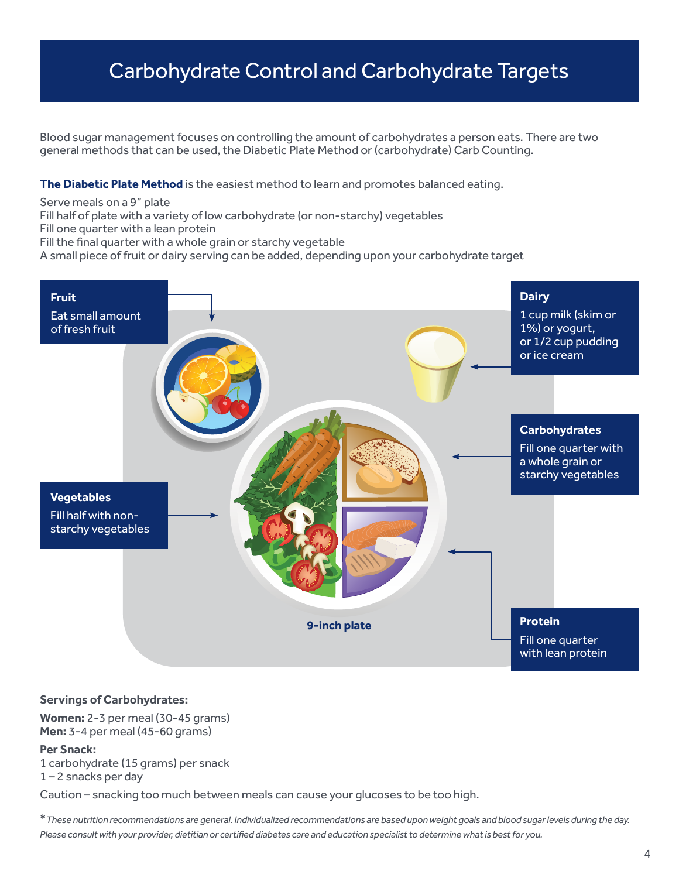# Carbohydrate Control and Carbohydrate Targets

Blood sugar management focuses on controlling the amount of carbohydrates a person eats. There are two general methods that can be used, the Diabetic Plate Method or (carbohydrate) Carb Counting.

**The Diabetic Plate Method** is the easiest method to learn and promotes balanced eating.

Serve meals on a 9" plate
Fill half of plate with a variety of low carbohydrate (or non-starchy) vegetables
Fill one quarter with a lean protein
Fill the final quarter with a whole grain or starchy vegetable
A small piece of fruit or dairy serving can be added, depending upon your carbohydrate target

**Fruit**
Eat small amount of fresh fruit

**Dairy**
1 cup milk (skim or 1%) or yogurt, or 1/2 cup pudding or ice cream

**Carbohydrates**
Fill one quarter with a whole grain or starchy vegetables

**Vegetables**
Fill half with non-starchy vegetables

**Protein**
Fill one quarter with lean protein

**9-inch plate**

**Servings of Carbohydrates:**

**Women:** 2-3 per meal (30-45 grams)
**Men:** 3-4 per meal (45-60 grams)

**Per Snack:**
1 carbohydrate (15 grams) per snack
1 – 2 snacks per day

Caution – snacking too much between meals can cause your glucoses to be too high.

**These nutrition recommendations are general. Individualized recommendations are based upon weight goals and blood sugar levels during the day. Please consult with your provider, dietitian or certified diabetes care and education specialist to determine what is best for you.*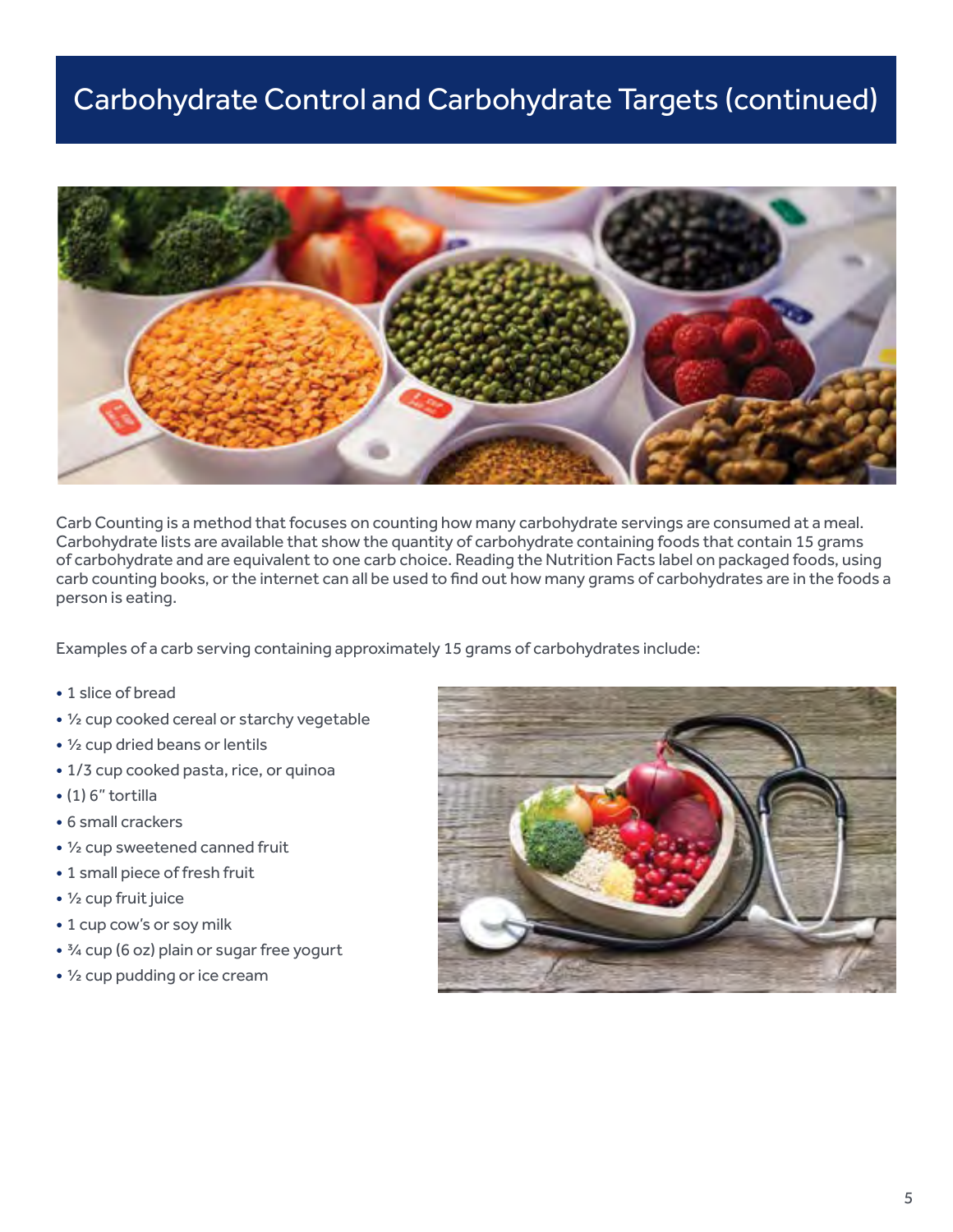# Carbohydrate Control and Carbohydrate Targets (continued)

Carb Counting is a method that focuses on counting how many carbohydrate servings are consumed at a meal. Carbohydrate lists are available that show the quantity of carbohydrate containing foods that contain 15 grams of carbohydrate and are equivalent to one carb choice. Reading the Nutrition Facts label on packaged foods, using carb counting books, or the internet can all be used to find out how many grams of carbohydrates are in the foods a person is eating.

Examples of a carb serving containing approximately 15 grams of carbohydrates include:

- 1 slice of bread
- ½ cup cooked cereal or starchy vegetable
- ½ cup dried beans or lentils
- 1/3 cup cooked pasta, rice, or quinoa
- (1) 6" tortilla
- 6 small crackers
- ½ cup sweetened canned fruit
- 1 small piece of fresh fruit
- ½ cup fruit juice
- 1 cup cow's or soy milk
- ¾ cup (6 oz) plain or sugar free yogurt
- ½ cup pudding or ice cream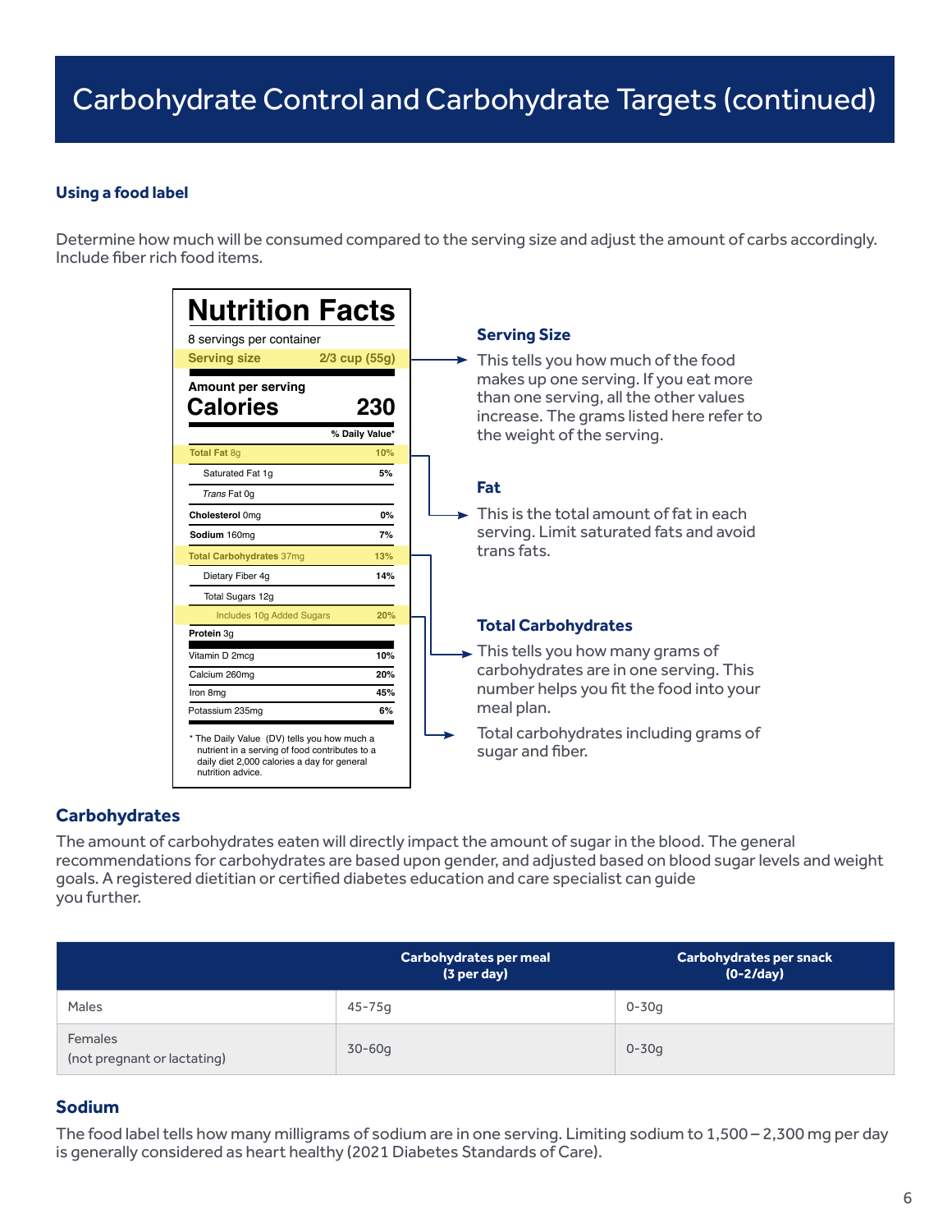# Carbohydrate Control and Carbohydrate Targets (continued)

### Using a food label

Determine how much will be consumed compared to the serving size and adjust the amount of carbs accordingly. Include fiber rich food items.

**Nutrition Facts**

8 servings per container

| **Serving size** | **2/3 cup (55g)** |
|---|---|
| **Amount per serving** | |
| **Calories** | **230** |
| | **% Daily Value*** |
| **Total Fat** 8g | **10%** |
| Saturated Fat 1g | **5%** |
| *Trans* Fat 0g | |
| **Cholesterol** 0mg | **0%** |
| **Sodium** 160mg | **7%** |
| **Total Carbohydrates** 37mg | **13%** |
| Dietary Fiber 4g | **14%** |
| Total Sugars 12g | |
| Includes 10g Added Sugars | **20%** |
| **Protein** 3g | |
| Vitamin D 2mcg | **10%** |
| Calcium 260mg | **20%** |
| Iron 8mg | **45%** |
| Potassium 235mg | **6%** |

* The Daily Value (DV) tells you how much a nutrient in a serving of food contributes to a daily diet 2,000 calories a day for general nutrition advice.

**Serving Size**

This tells you how much of the food makes up one serving. If you eat more than one serving, all the other values increase. The grams listed here refer to the weight of the serving.

**Fat**

This is the total amount of fat in each serving. Limit saturated fats and avoid trans fats.

**Total Carbohydrates**

This tells you how many grams of carbohydrates are in one serving. This number helps you fit the food into your meal plan.

Total carbohydrates including grams of sugar and fiber.

## Carbohydrates

The amount of carbohydrates eaten will directly impact the amount of sugar in the blood. The general recommendations for carbohydrates are based upon gender, and adjusted based on blood sugar levels and weight goals. A registered dietitian or certified diabetes education and care specialist can guide you further.

| | Carbohydrates per meal (3 per day) | Carbohydrates per snack (0-2/day) |
|---|---|---|
| Males | 45-75g | 0-30g |
| Females (not pregnant or lactating) | 30-60g | 0-30g |

## Sodium

The food label tells how many milligrams of sodium are in one serving. Limiting sodium to 1,500 – 2,300 mg per day is generally considered as heart healthy (2021 Diabetes Standards of Care).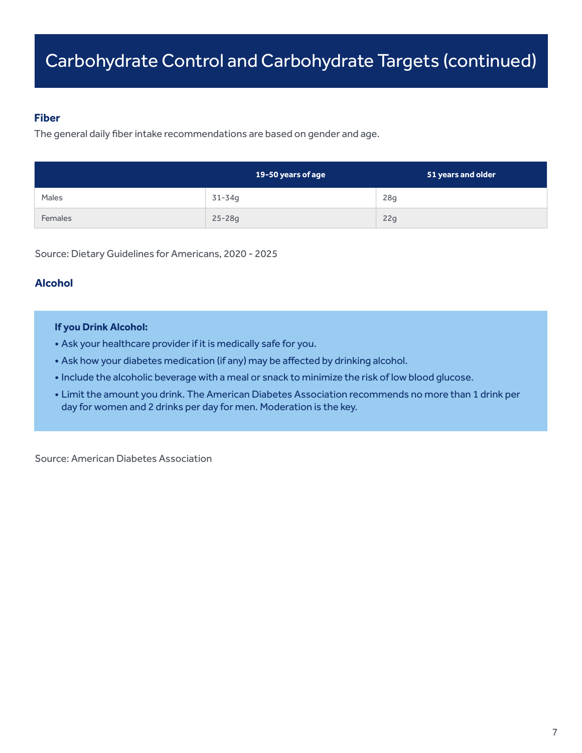# Carbohydrate Control and Carbohydrate Targets (continued)

### Fiber

The general daily fiber intake recommendations are based on gender and age.

| | 19-50 years of age | 51 years and older |
|---|---|---|
| Males | 31-34g | 28g |
| Females | 25-28g | 22g |

Source: Dietary Guidelines for Americans, 2020 - 2025

### Alcohol

**If you Drink Alcohol:**

- Ask your healthcare provider if it is medically safe for you.
- Ask how your diabetes medication (if any) may be affected by drinking alcohol.
- Include the alcoholic beverage with a meal or snack to minimize the risk of low blood glucose.
- Limit the amount you drink. The American Diabetes Association recommends no more than 1 drink per day for women and 2 drinks per day for men. Moderation is the key.

Source: American Diabetes Association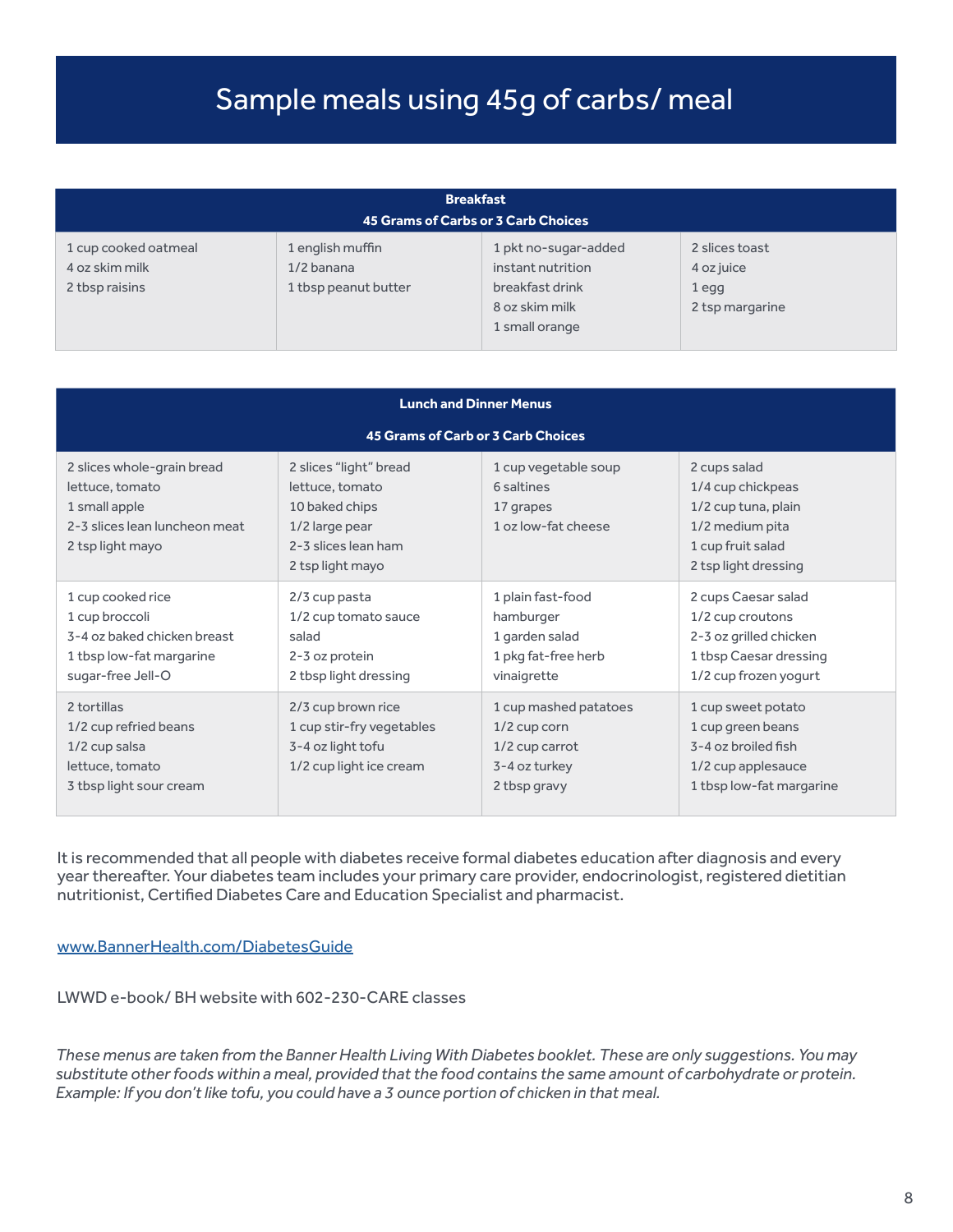# Sample meals using 45g of carbs/ meal

| Breakfast<br>45 Grams of Carbs or 3 Carb Choices | | | |
|---|---|---|---|
| 1 cup cooked oatmeal<br>4 oz skim milk<br>2 tbsp raisins | 1 english muffin<br>1/2 banana<br>1 tbsp peanut butter | 1 pkt no-sugar-added instant nutrition breakfast drink<br>8 oz skim milk<br>1 small orange | 2 slices toast<br>4 oz juice<br>1 egg<br>2 tsp margarine |

| Lunch and Dinner Menus<br>45 Grams of Carb or 3 Carb Choices | | | |
|---|---|---|---|
| 2 slices whole-grain bread<br>lettuce, tomato<br>1 small apple<br>2-3 slices lean luncheon meat<br>2 tsp light mayo | 2 slices "light" bread<br>lettuce, tomato<br>10 baked chips<br>1/2 large pear<br>2-3 slices lean ham<br>2 tsp light mayo | 1 cup vegetable soup<br>6 saltines<br>17 grapes<br>1 oz low-fat cheese | 2 cups salad<br>1/4 cup chickpeas<br>1/2 cup tuna, plain<br>1/2 medium pita<br>1 cup fruit salad<br>2 tsp light dressing |
| 1 cup cooked rice<br>1 cup broccoli<br>3-4 oz baked chicken breast<br>1 tbsp low-fat margarine<br>sugar-free Jell-O | 2/3 cup pasta<br>1/2 cup tomato sauce<br>salad<br>2-3 oz protein<br>2 tbsp light dressing | 1 plain fast-food hamburger<br>1 garden salad<br>1 pkg fat-free herb vinaigrette | 2 cups Caesar salad<br>1/2 cup croutons<br>2-3 oz grilled chicken<br>1 tbsp Caesar dressing<br>1/2 cup frozen yogurt |
| 2 tortillas<br>1/2 cup refried beans<br>1/2 cup salsa<br>lettuce, tomato<br>3 tbsp light sour cream | 2/3 cup brown rice<br>1 cup stir-fry vegetables<br>3-4 oz light tofu<br>1/2 cup light ice cream | 1 cup mashed patatoes<br>1/2 cup corn<br>1/2 cup carrot<br>3-4 oz turkey<br>2 tbsp gravy | 1 cup sweet potato<br>1 cup green beans<br>3-4 oz broiled fish<br>1/2 cup applesauce<br>1 tbsp low-fat margarine |

It is recommended that all people with diabetes receive formal diabetes education after diagnosis and every year thereafter. Your diabetes team includes your primary care provider, endocrinologist, registered dietitian nutritionist, Certified Diabetes Care and Education Specialist and pharmacist.

[www.BannerHealth.com/DiabetesGuide](http://www.BannerHealth.com/DiabetesGuide)

LWWD e-book/ BH website with 602-230-CARE classes

*These menus are taken from the Banner Health Living With Diabetes booklet. These are only suggestions. You may substitute other foods within a meal, provided that the food contains the same amount of carbohydrate or protein. Example: If you don't like tofu, you could have a 3 ounce portion of chicken in that meal.*